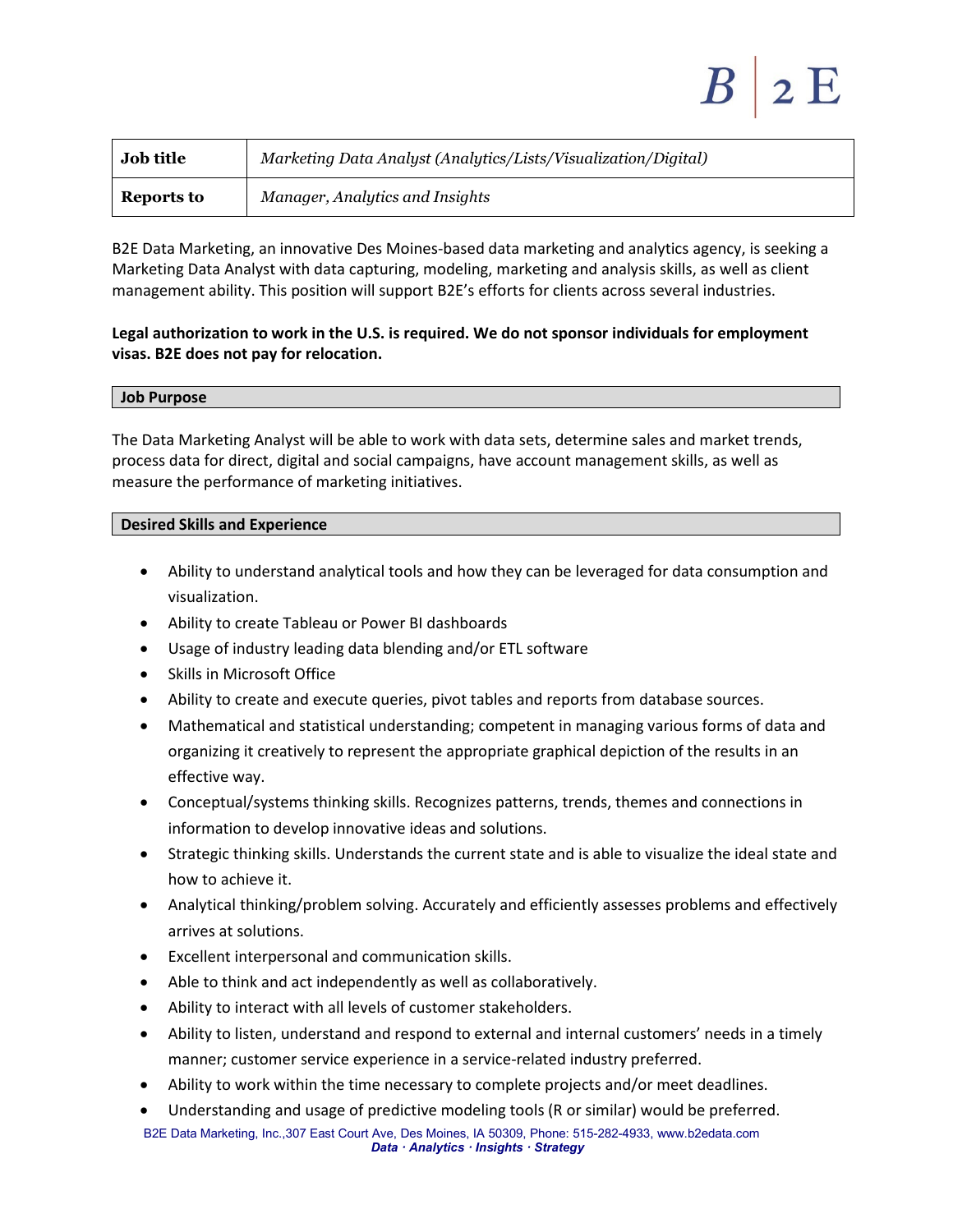| Job title | *Marketing Data Analyst (Analytics/Lists/Visualization/Digital)* |
|---|---|
| Reports to | *Manager, Analytics and Insights* |

B2E Data Marketing, an innovative Des Moines-based data marketing and analytics agency, is seeking a Marketing Data Analyst with data capturing, modeling, marketing and analysis skills, as well as client management ability. This position will support B2E's efforts for clients across several industries.

**Legal authorization to work in the U.S. is required. We do not sponsor individuals for employment visas. B2E does not pay for relocation.**

## Job Purpose

The Data Marketing Analyst will be able to work with data sets, determine sales and market trends, process data for direct, digital and social campaigns, have account management skills, as well as measure the performance of marketing initiatives.

## Desired Skills and Experience

- Ability to understand analytical tools and how they can be leveraged for data consumption and visualization.
- Ability to create Tableau or Power BI dashboards
- Usage of industry leading data blending and/or ETL software
- Skills in Microsoft Office
- Ability to create and execute queries, pivot tables and reports from database sources.
- Mathematical and statistical understanding; competent in managing various forms of data and organizing it creatively to represent the appropriate graphical depiction of the results in an effective way.
- Conceptual/systems thinking skills. Recognizes patterns, trends, themes and connections in information to develop innovative ideas and solutions.
- Strategic thinking skills. Understands the current state and is able to visualize the ideal state and how to achieve it.
- Analytical thinking/problem solving. Accurately and efficiently assesses problems and effectively arrives at solutions.
- Excellent interpersonal and communication skills.
- Able to think and act independently as well as collaboratively.
- Ability to interact with all levels of customer stakeholders.
- Ability to listen, understand and respond to external and internal customers' needs in a timely manner; customer service experience in a service-related industry preferred.
- Ability to work within the time necessary to complete projects and/or meet deadlines.
- Understanding and usage of predictive modeling tools (R or similar) would be preferred.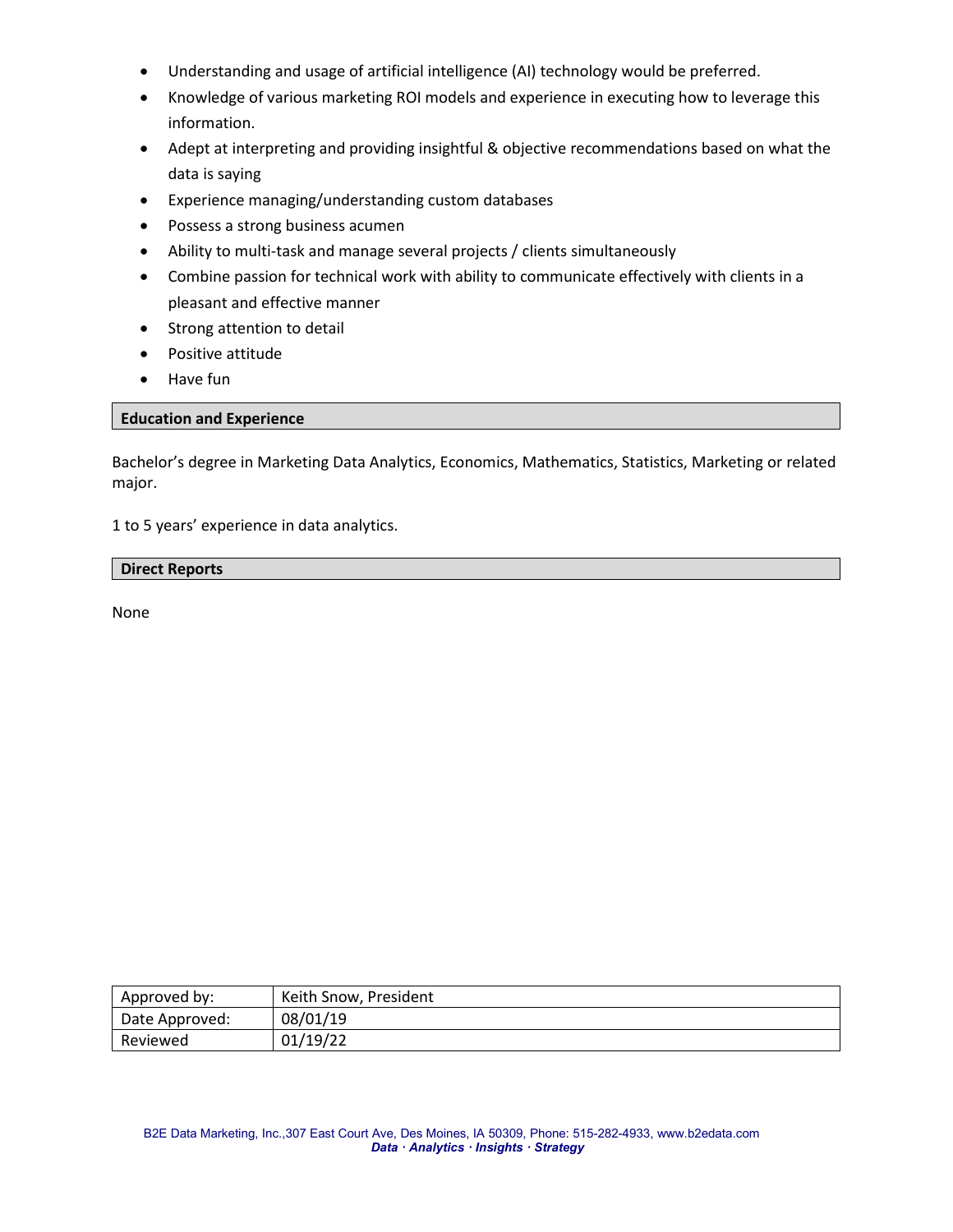- Understanding and usage of artificial intelligence (AI) technology would be preferred.
- Knowledge of various marketing ROI models and experience in executing how to leverage this information.
- Adept at interpreting and providing insightful & objective recommendations based on what the data is saying
- Experience managing/understanding custom databases
- Possess a strong business acumen
- Ability to multi-task and manage several projects / clients simultaneously
- Combine passion for technical work with ability to communicate effectively with clients in a pleasant and effective manner
- Strong attention to detail
- Positive attitude
- Have fun

## Education and Experience

Bachelor's degree in Marketing Data Analytics, Economics, Mathematics, Statistics, Marketing or related major.

1 to 5 years' experience in data analytics.

## Direct Reports

None

| | |
|---|---|
| Approved by: | Keith Snow, President |
| Date Approved: | 08/01/19 |
| Reviewed | 01/19/22 |

B2E Data Marketing, Inc.,307 East Court Ave, Des Moines, IA 50309, Phone: 515-282-4933, www.b2edata.com
***Data · Analytics · Insights · Strategy***